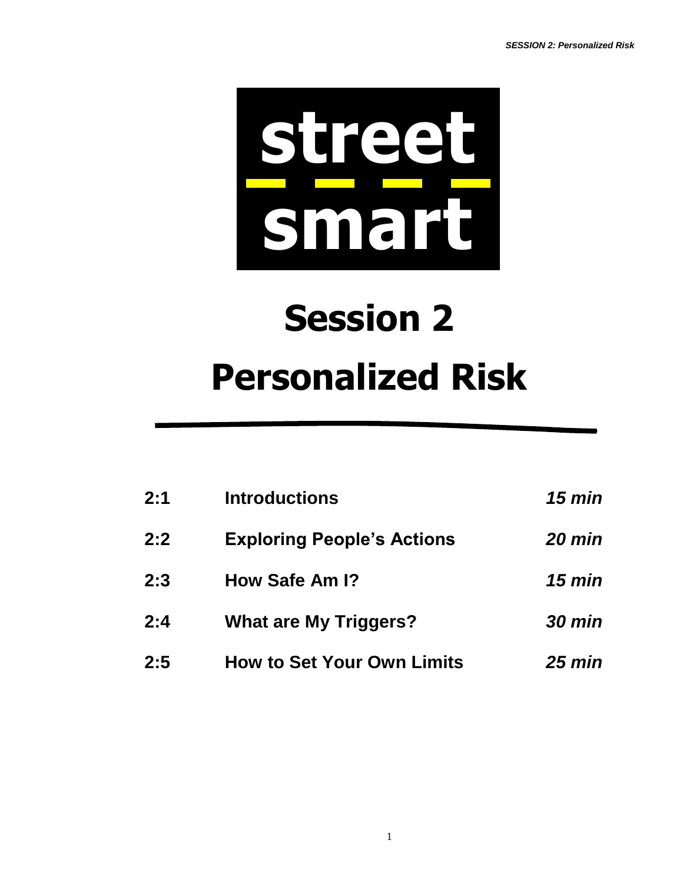# street smart

# Session 2
# Personalized Risk

| | | |
|---|---|---|
| **2:1** | **Introductions** | ***15 min*** |
| **2:2** | **Exploring People's Actions** | ***20 min*** |
| **2:3** | **How Safe Am I?** | ***15 min*** |
| **2:4** | **What are My Triggers?** | ***30 min*** |
| **2:5** | **How to Set Your Own Limits** | ***25 min*** |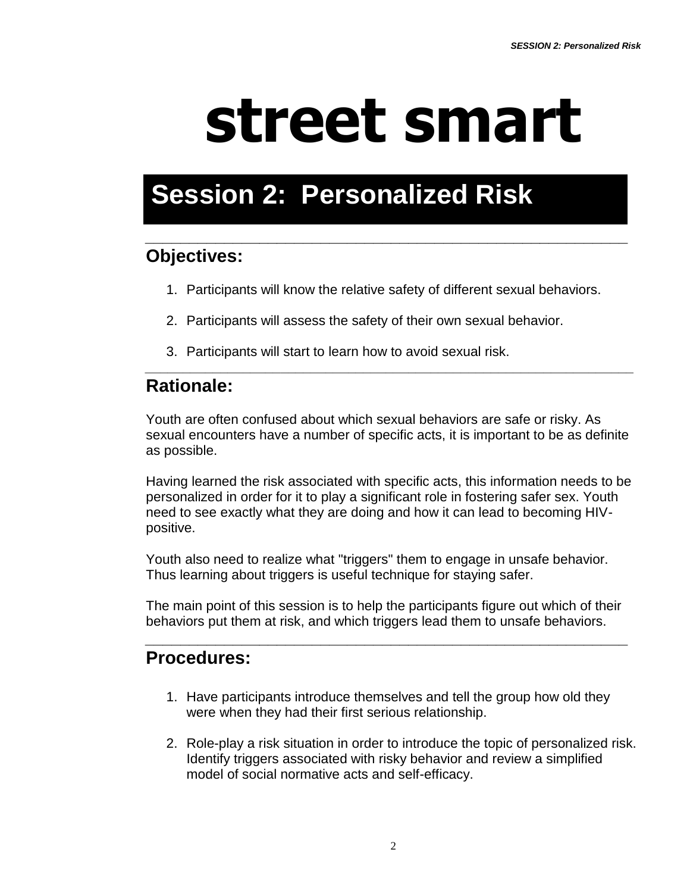# street smart

## Session 2: Personalized Risk

### Objectives:

1. Participants will know the relative safety of different sexual behaviors.

2. Participants will assess the safety of their own sexual behavior.

3. Participants will start to learn how to avoid sexual risk.

### Rationale:

Youth are often confused about which sexual behaviors are safe or risky. As sexual encounters have a number of specific acts, it is important to be as definite as possible.

Having learned the risk associated with specific acts, this information needs to be personalized in order for it to play a significant role in fostering safer sex. Youth need to see exactly what they are doing and how it can lead to becoming HIV-positive.

Youth also need to realize what "triggers" them to engage in unsafe behavior. Thus learning about triggers is useful technique for staying safer.

The main point of this session is to help the participants figure out which of their behaviors put them at risk, and which triggers lead them to unsafe behaviors.

### Procedures:

1. Have participants introduce themselves and tell the group how old they were when they had their first serious relationship.

2. Role-play a risk situation in order to introduce the topic of personalized risk. Identify triggers associated with risky behavior and review a simplified model of social normative acts and self-efficacy.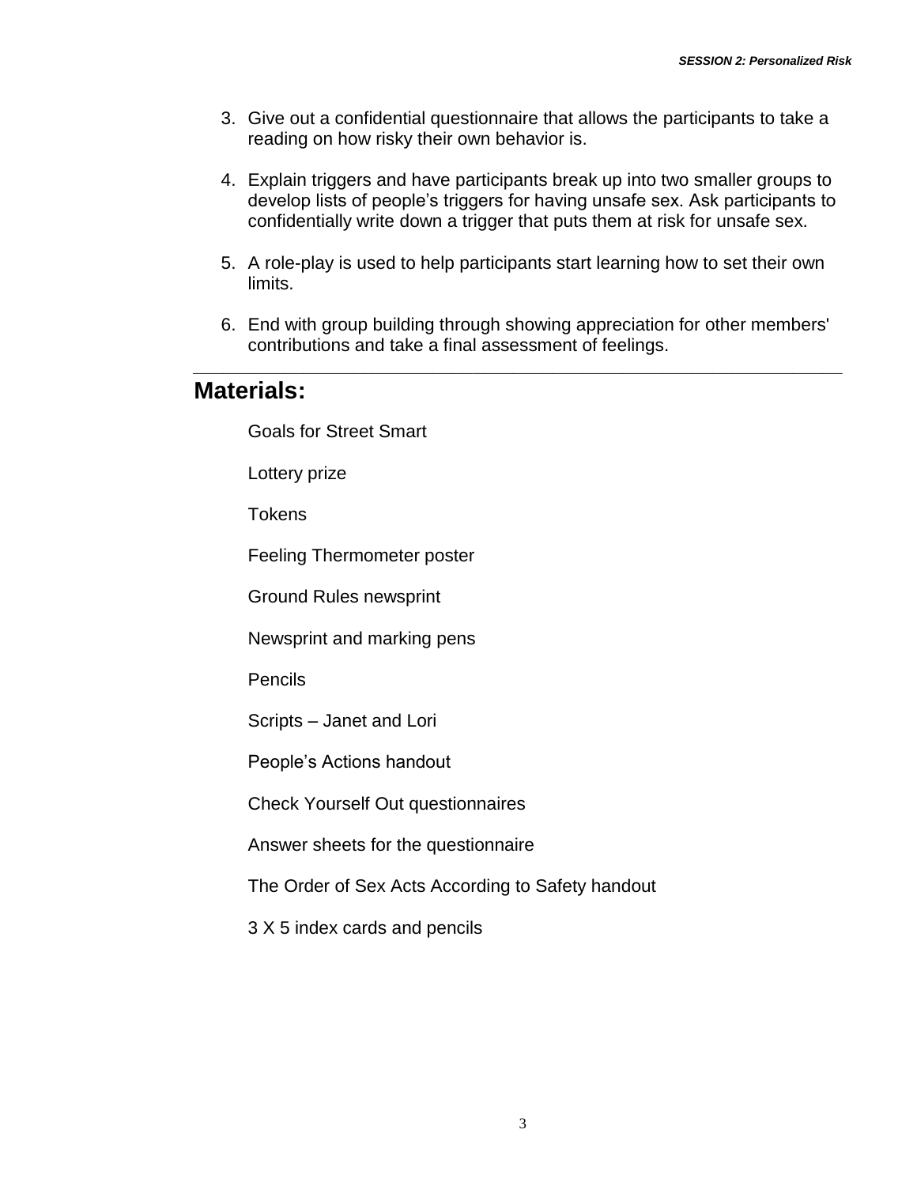3. Give out a confidential questionnaire that allows the participants to take a reading on how risky their own behavior is.

4. Explain triggers and have participants break up into two smaller groups to develop lists of people's triggers for having unsafe sex. Ask participants to confidentially write down a trigger that puts them at risk for unsafe sex.

5. A role-play is used to help participants start learning how to set their own limits.

6. End with group building through showing appreciation for other members' contributions and take a final assessment of feelings.

---

## Materials:

Goals for Street Smart

Lottery prize

Tokens

Feeling Thermometer poster

Ground Rules newsprint

Newsprint and marking pens

Pencils

Scripts – Janet and Lori

People's Actions handout

Check Yourself Out questionnaires

Answer sheets for the questionnaire

The Order of Sex Acts According to Safety handout

3 X 5 index cards and pencils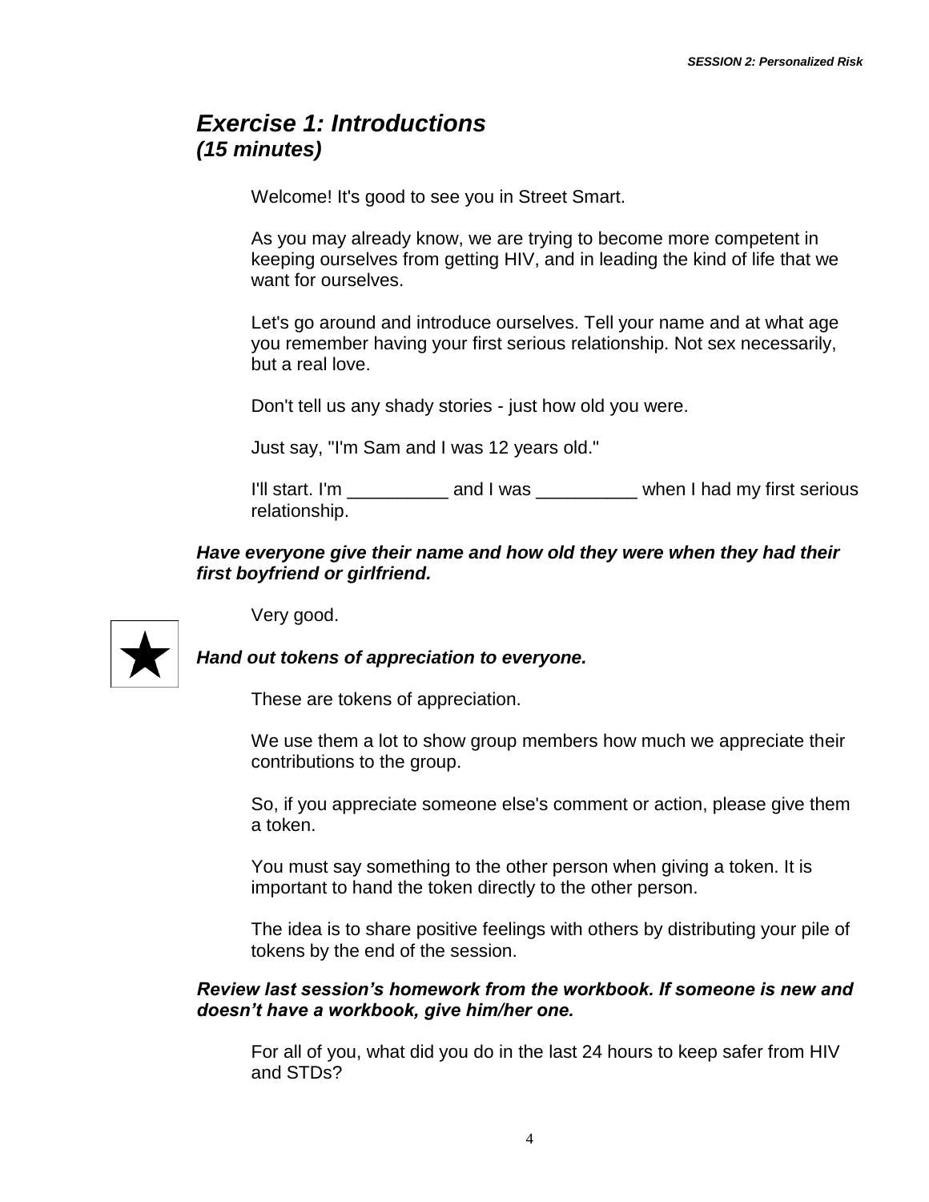## *Exercise 1: Introductions*
### *(15 minutes)*

Welcome! It's good to see you in Street Smart.

As you may already know, we are trying to become more competent in keeping ourselves from getting HIV, and in leading the kind of life that we want for ourselves.

Let's go around and introduce ourselves. Tell your name and at what age you remember having your first serious relationship. Not sex necessarily, but a real love.

Don't tell us any shady stories - just how old you were.

Just say, "I'm Sam and I was 12 years old."

I'll start. I'm __________ and I was __________ when I had my first serious relationship.

***Have everyone give their name and how old they were when they had their first boyfriend or girlfriend.***

Very good.

★

***Hand out tokens of appreciation to everyone.***

These are tokens of appreciation.

We use them a lot to show group members how much we appreciate their contributions to the group.

So, if you appreciate someone else's comment or action, please give them a token.

You must say something to the other person when giving a token. It is important to hand the token directly to the other person.

The idea is to share positive feelings with others by distributing your pile of tokens by the end of the session.

***Review last session's homework from the workbook. If someone is new and doesn't have a workbook, give him/her one.***

For all of you, what did you do in the last 24 hours to keep safer from HIV and STDs?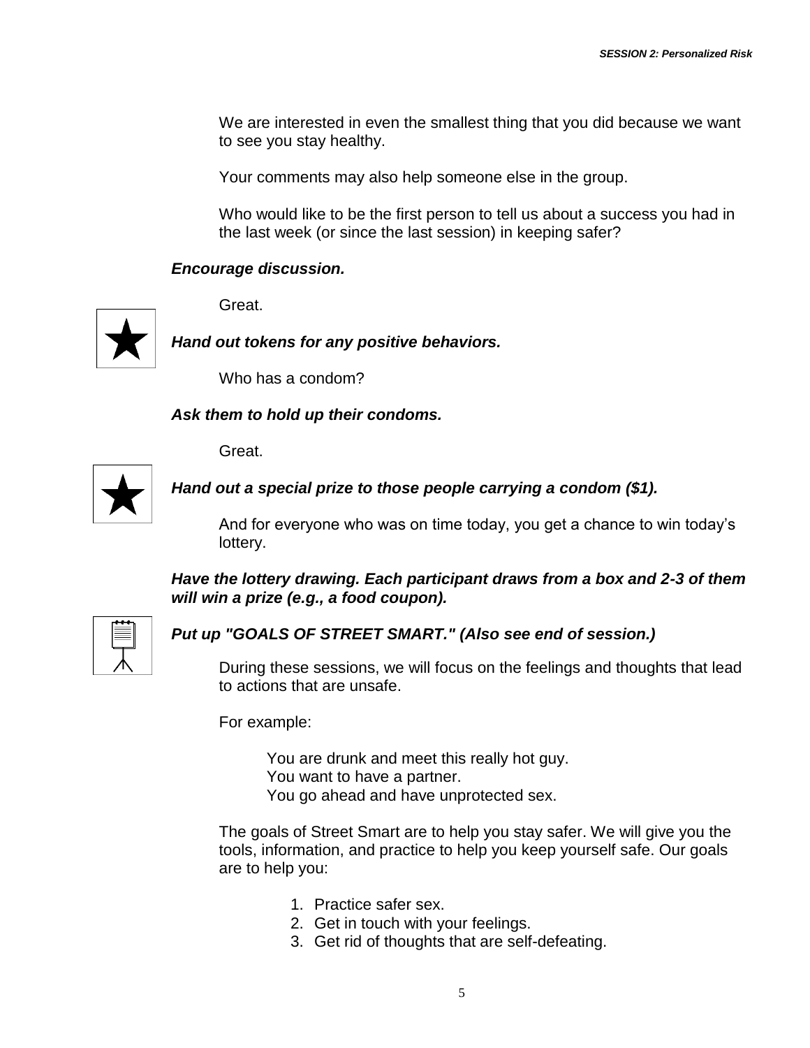We are interested in even the smallest thing that you did because we want to see you stay healthy.

Your comments may also help someone else in the group.

Who would like to be the first person to tell us about a success you had in the last week (or since the last session) in keeping safer?

***Encourage discussion.***

Great.

***Hand out tokens for any positive behaviors.***

Who has a condom?

***Ask them to hold up their condoms.***

Great.

***Hand out a special prize to those people carrying a condom ($1).***

And for everyone who was on time today, you get a chance to win today's lottery.

***Have the lottery drawing. Each participant draws from a box and 2-3 of them will win a prize (e.g., a food coupon).***

***Put up "GOALS OF STREET SMART." (Also see end of session.)***

During these sessions, we will focus on the feelings and thoughts that lead to actions that are unsafe.

For example:

> You are drunk and meet this really hot guy.
> You want to have a partner.
> You go ahead and have unprotected sex.

The goals of Street Smart are to help you stay safer. We will give you the tools, information, and practice to help you keep yourself safe. Our goals are to help you:

1. Practice safer sex.
2. Get in touch with your feelings.
3. Get rid of thoughts that are self-defeating.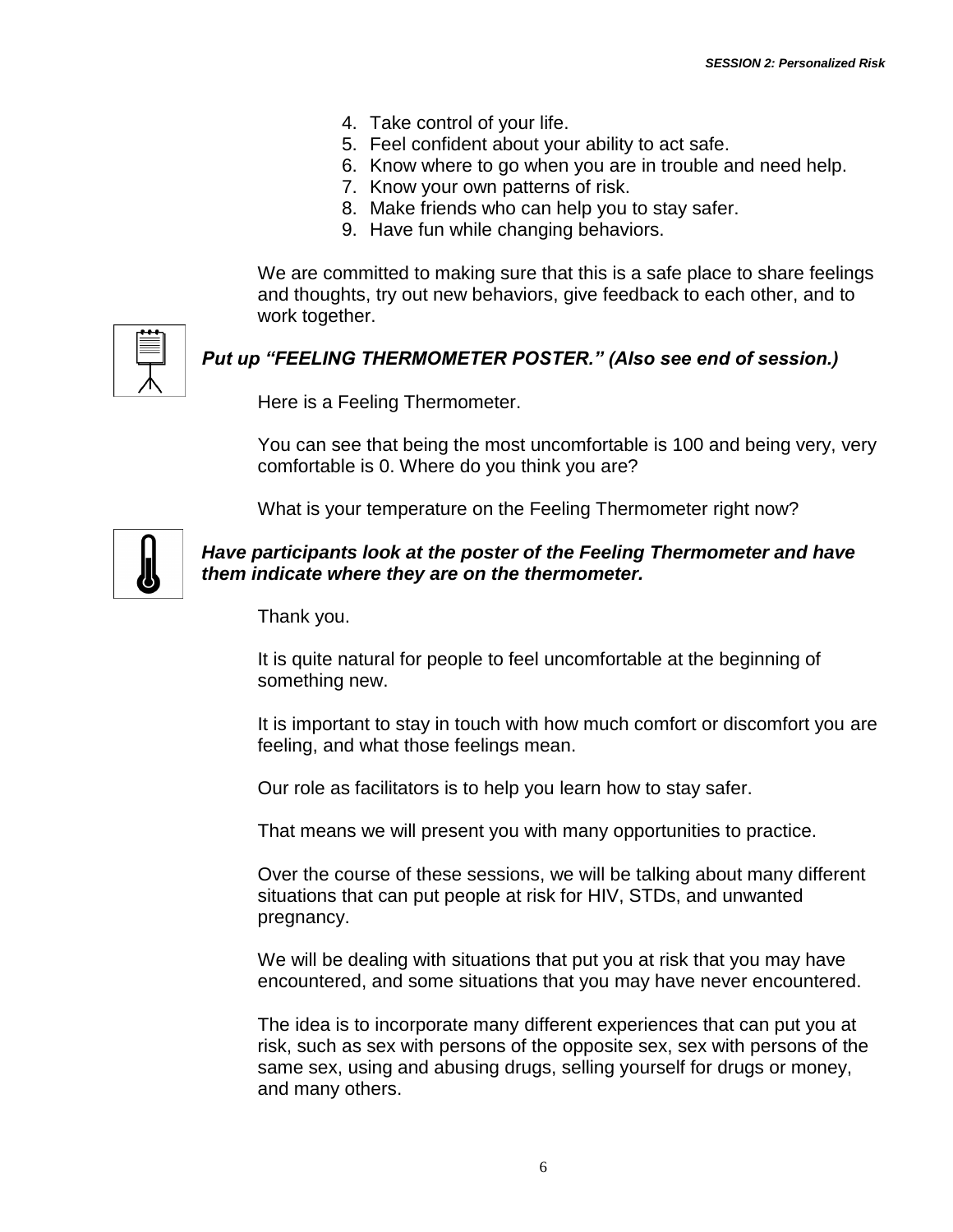4. Take control of your life.
5. Feel confident about your ability to act safe.
6. Know where to go when you are in trouble and need help.
7. Know your own patterns of risk.
8. Make friends who can help you to stay safer.
9. Have fun while changing behaviors.

We are committed to making sure that this is a safe place to share feelings and thoughts, try out new behaviors, give feedback to each other, and to work together.

***Put up "FEELING THERMOMETER POSTER." (Also see end of session.)***

Here is a Feeling Thermometer.

You can see that being the most uncomfortable is 100 and being very, very comfortable is 0. Where do you think you are?

What is your temperature on the Feeling Thermometer right now?

***Have participants look at the poster of the Feeling Thermometer and have them indicate where they are on the thermometer.***

Thank you.

It is quite natural for people to feel uncomfortable at the beginning of something new.

It is important to stay in touch with how much comfort or discomfort you are feeling, and what those feelings mean.

Our role as facilitators is to help you learn how to stay safer.

That means we will present you with many opportunities to practice.

Over the course of these sessions, we will be talking about many different situations that can put people at risk for HIV, STDs, and unwanted pregnancy.

We will be dealing with situations that put you at risk that you may have encountered, and some situations that you may have never encountered.

The idea is to incorporate many different experiences that can put you at risk, such as sex with persons of the opposite sex, sex with persons of the same sex, using and abusing drugs, selling yourself for drugs or money, and many others.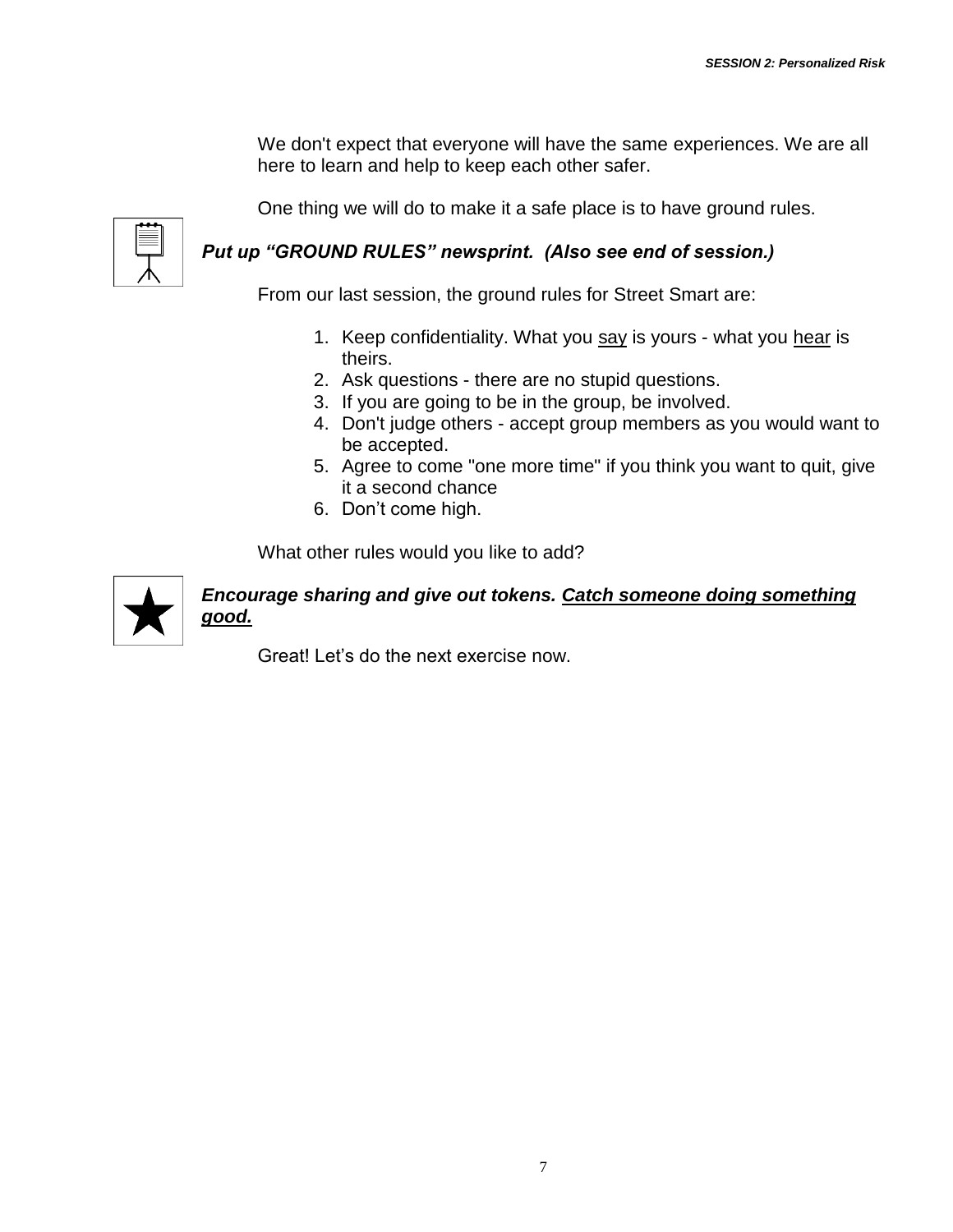We don't expect that everyone will have the same experiences. We are all here to learn and help to keep each other safer.

One thing we will do to make it a safe place is to have ground rules.

***Put up "GROUND RULES" newsprint. (Also see end of session.)***

From our last session, the ground rules for Street Smart are:

1. Keep confidentiality. What you <u>say</u> is yours - what you <u>hear</u> is theirs.
2. Ask questions - there are no stupid questions.
3. If you are going to be in the group, be involved.
4. Don't judge others - accept group members as you would want to be accepted.
5. Agree to come "one more time" if you think you want to quit, give it a second chance
6. Don't come high.

What other rules would you like to add?

***Encourage sharing and give out tokens. <u>Catch someone doing something good.</u>***

Great! Let's do the next exercise now.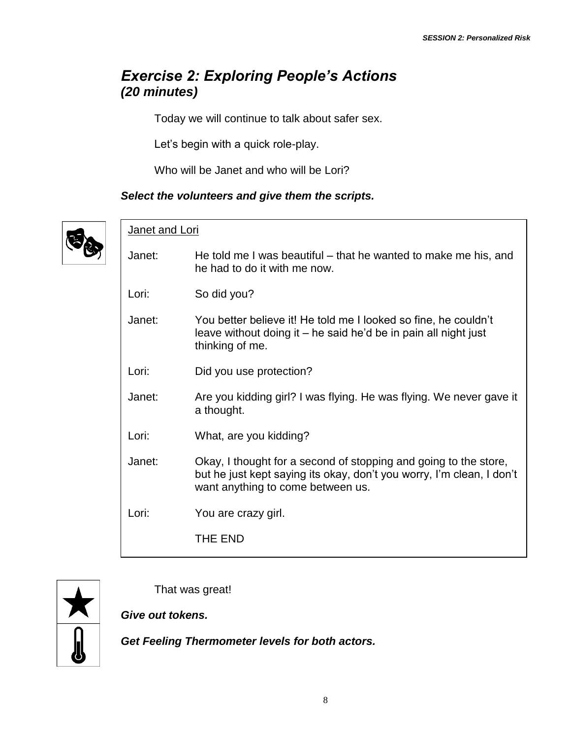## *Exercise 2: Exploring People's Actions*
### *(20 minutes)*

Today we will continue to talk about safer sex.

Let's begin with a quick role-play.

Who will be Janet and who will be Lori?

***Select the volunteers and give them the scripts.***

<u>Janet and Lori</u>

| | |
|---|---|
| Janet: | He told me I was beautiful – that he wanted to make me his, and he had to do it with me now. |
| Lori: | So did you? |
| Janet: | You better believe it! He told me I looked so fine, he couldn't leave without doing it – he said he'd be in pain all night just thinking of me. |
| Lori: | Did you use protection? |
| Janet: | Are you kidding girl? I was flying. He was flying. We never gave it a thought. |
| Lori: | What, are you kidding? |
| Janet: | Okay, I thought for a second of stopping and going to the store, but he just kept saying its okay, don't you worry, I'm clean, I don't want anything to come between us. |
| Lori: | You are crazy girl. |
| | THE END |

That was great!

***Give out tokens.***

***Get Feeling Thermometer levels for both actors.***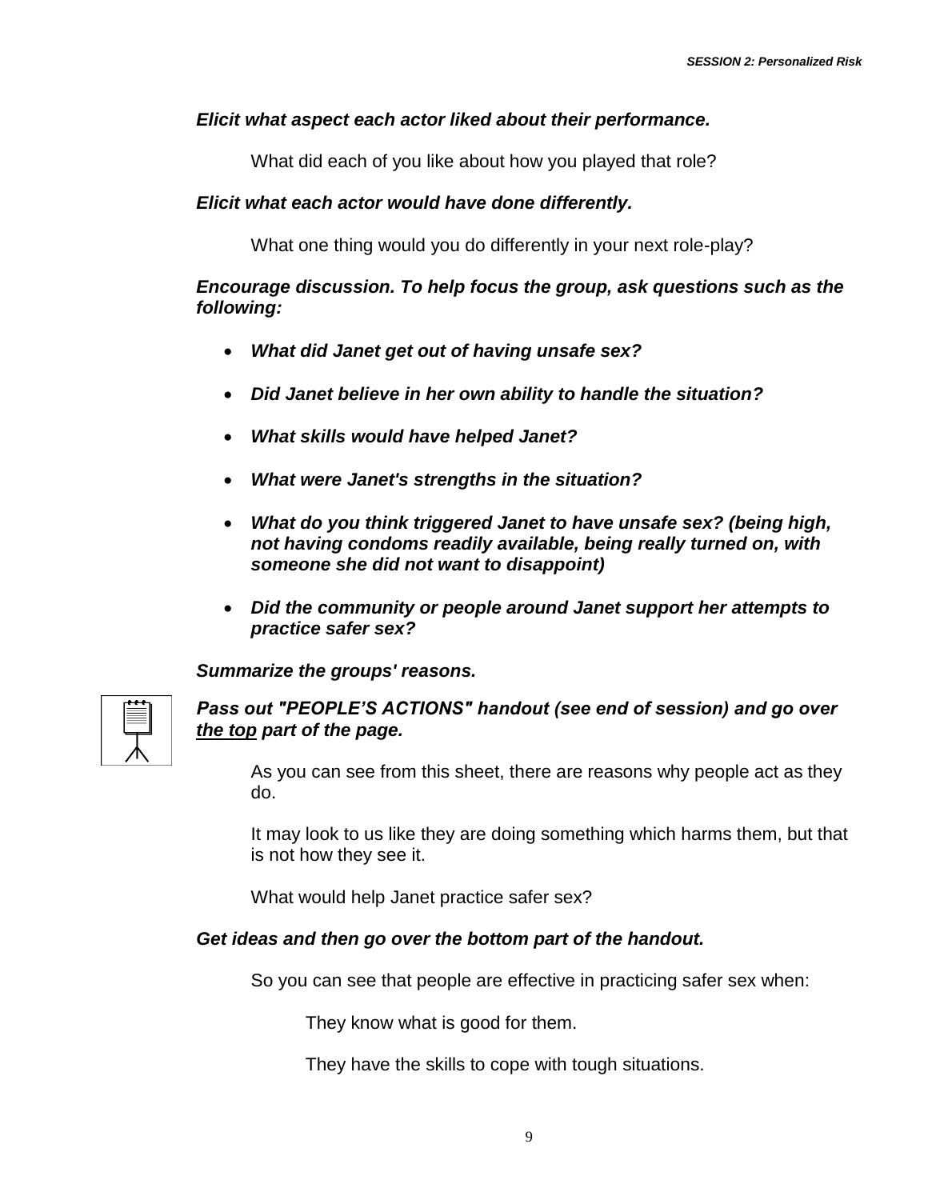***Elicit what aspect each actor liked about their performance.***

What did each of you like about how you played that role?

***Elicit what each actor would have done differently.***

What one thing would you do differently in your next role-play?

***Encourage discussion. To help focus the group, ask questions such as the following:***

- ***What did Janet get out of having unsafe sex?***
- ***Did Janet believe in her own ability to handle the situation?***
- ***What skills would have helped Janet?***
- ***What were Janet's strengths in the situation?***
- ***What do you think triggered Janet to have unsafe sex? (being high, not having condoms readily available, being really turned on, with someone she did not want to disappoint)***
- ***Did the community or people around Janet support her attempts to practice safer sex?***

***Summarize the groups' reasons.***

***Pass out "PEOPLE'S ACTIONS" handout (see end of session) and go over <u>the top</u> part of the page.***

As you can see from this sheet, there are reasons why people act as they do.

It may look to us like they are doing something which harms them, but that is not how they see it.

What would help Janet practice safer sex?

***Get ideas and then go over the bottom part of the handout.***

So you can see that people are effective in practicing safer sex when:

They know what is good for them.

They have the skills to cope with tough situations.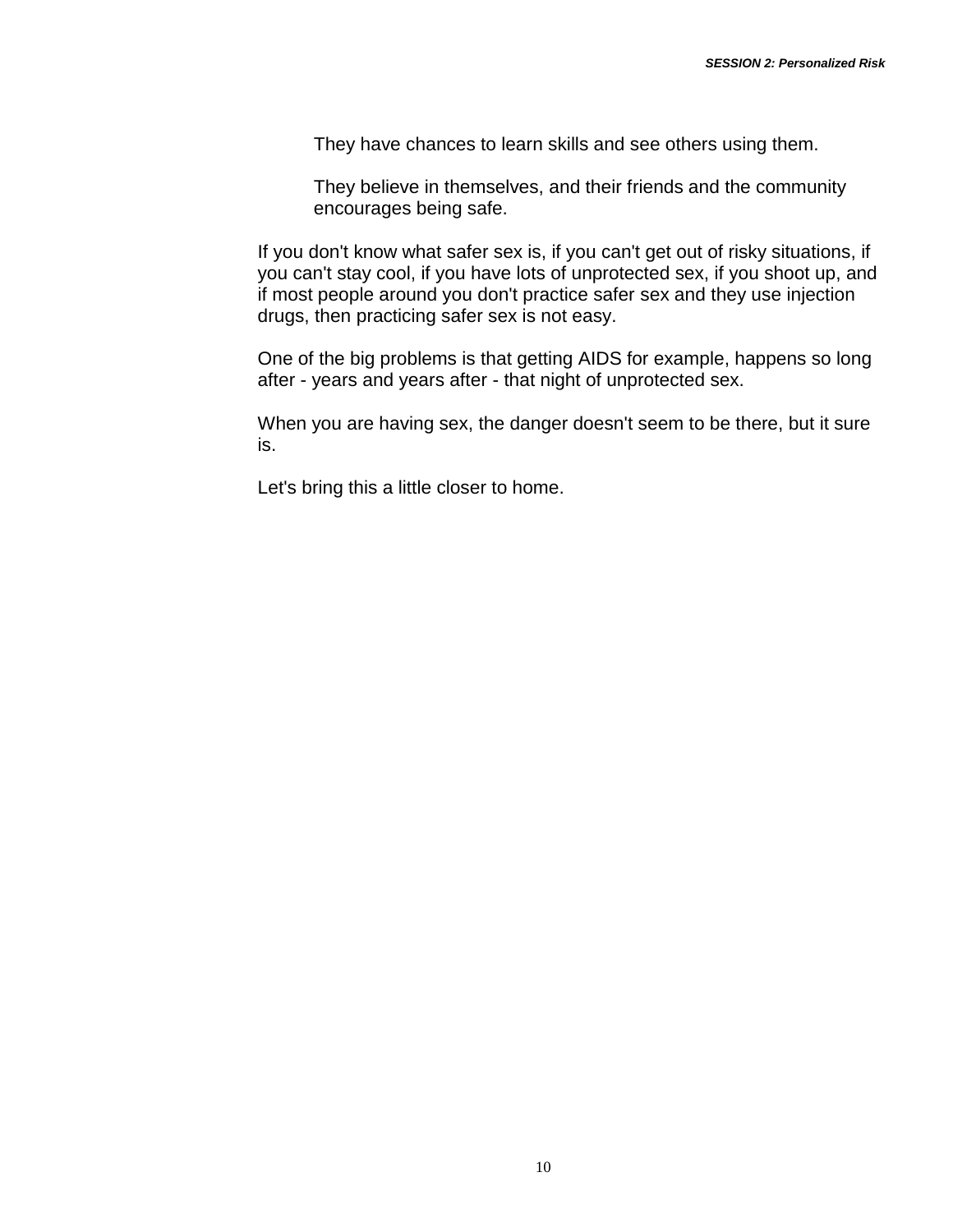They have chances to learn skills and see others using them.

They believe in themselves, and their friends and the community encourages being safe.

If you don't know what safer sex is, if you can't get out of risky situations, if you can't stay cool, if you have lots of unprotected sex, if you shoot up, and if most people around you don't practice safer sex and they use injection drugs, then practicing safer sex is not easy.

One of the big problems is that getting AIDS for example, happens so long after - years and years after - that night of unprotected sex.

When you are having sex, the danger doesn't seem to be there, but it sure is.

Let's bring this a little closer to home.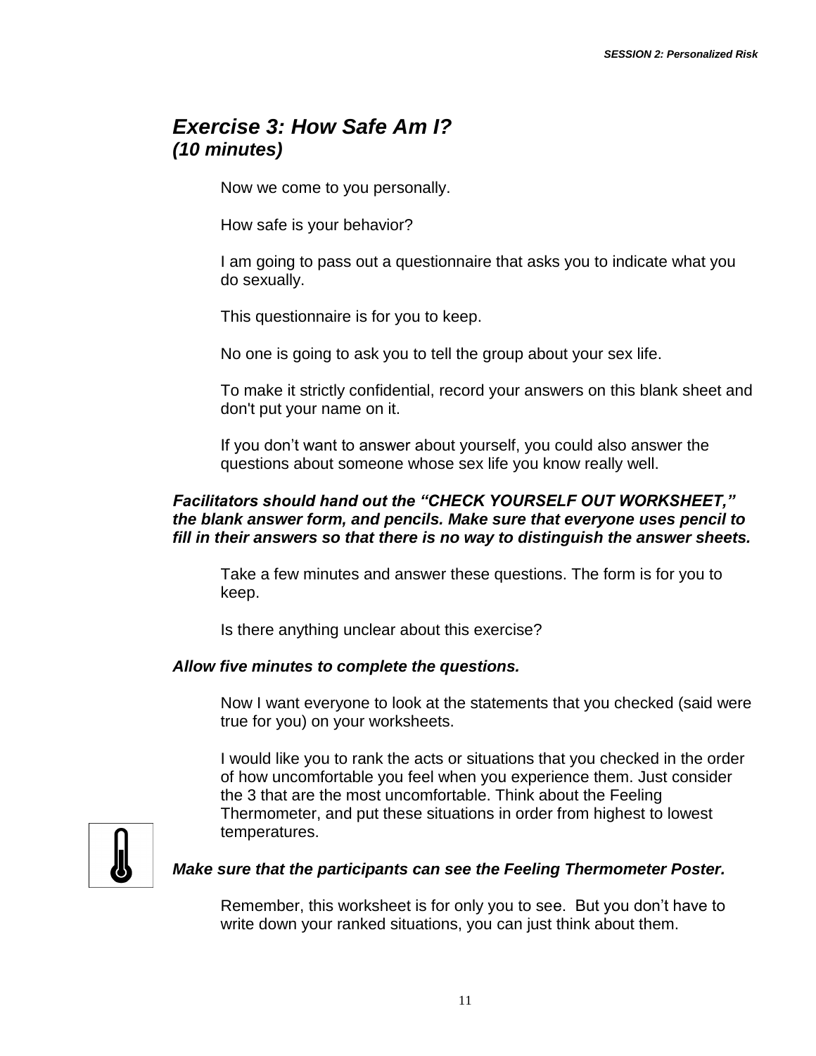## *Exercise 3: How Safe Am I?*
## *(10 minutes)*

Now we come to you personally.

How safe is your behavior?

I am going to pass out a questionnaire that asks you to indicate what you do sexually.

This questionnaire is for you to keep.

No one is going to ask you to tell the group about your sex life.

To make it strictly confidential, record your answers on this blank sheet and don't put your name on it.

If you don't want to answer about yourself, you could also answer the questions about someone whose sex life you know really well.

***Facilitators should hand out the "CHECK YOURSELF OUT WORKSHEET," the blank answer form, and pencils. Make sure that everyone uses pencil to fill in their answers so that there is no way to distinguish the answer sheets.***

Take a few minutes and answer these questions. The form is for you to keep.

Is there anything unclear about this exercise?

***Allow five minutes to complete the questions.***

Now I want everyone to look at the statements that you checked (said were true for you) on your worksheets.

I would like you to rank the acts or situations that you checked in the order of how uncomfortable you feel when you experience them. Just consider the 3 that are the most uncomfortable. Think about the Feeling Thermometer, and put these situations in order from highest to lowest temperatures.

***Make sure that the participants can see the Feeling Thermometer Poster.***

Remember, this worksheet is for only you to see. But you don't have to write down your ranked situations, you can just think about them.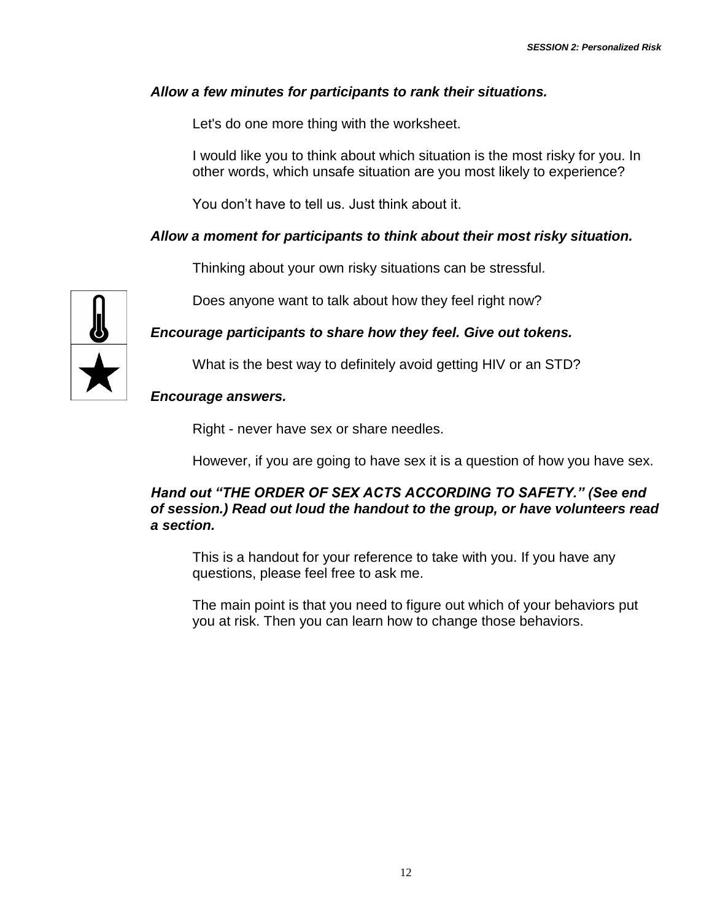***Allow a few minutes for participants to rank their situations.***

Let's do one more thing with the worksheet.

I would like you to think about which situation is the most risky for you. In other words, which unsafe situation are you most likely to experience?

You don't have to tell us. Just think about it.

***Allow a moment for participants to think about their most risky situation.***

Thinking about your own risky situations can be stressful.

Does anyone want to talk about how they feel right now?

***Encourage participants to share how they feel. Give out tokens.***

What is the best way to definitely avoid getting HIV or an STD?

***Encourage answers.***

Right - never have sex or share needles.

However, if you are going to have sex it is a question of how you have sex.

***Hand out "THE ORDER OF SEX ACTS ACCORDING TO SAFETY." (See end of session.) Read out loud the handout to the group, or have volunteers read a section.***

This is a handout for your reference to take with you. If you have any questions, please feel free to ask me.

The main point is that you need to figure out which of your behaviors put you at risk. Then you can learn how to change those behaviors.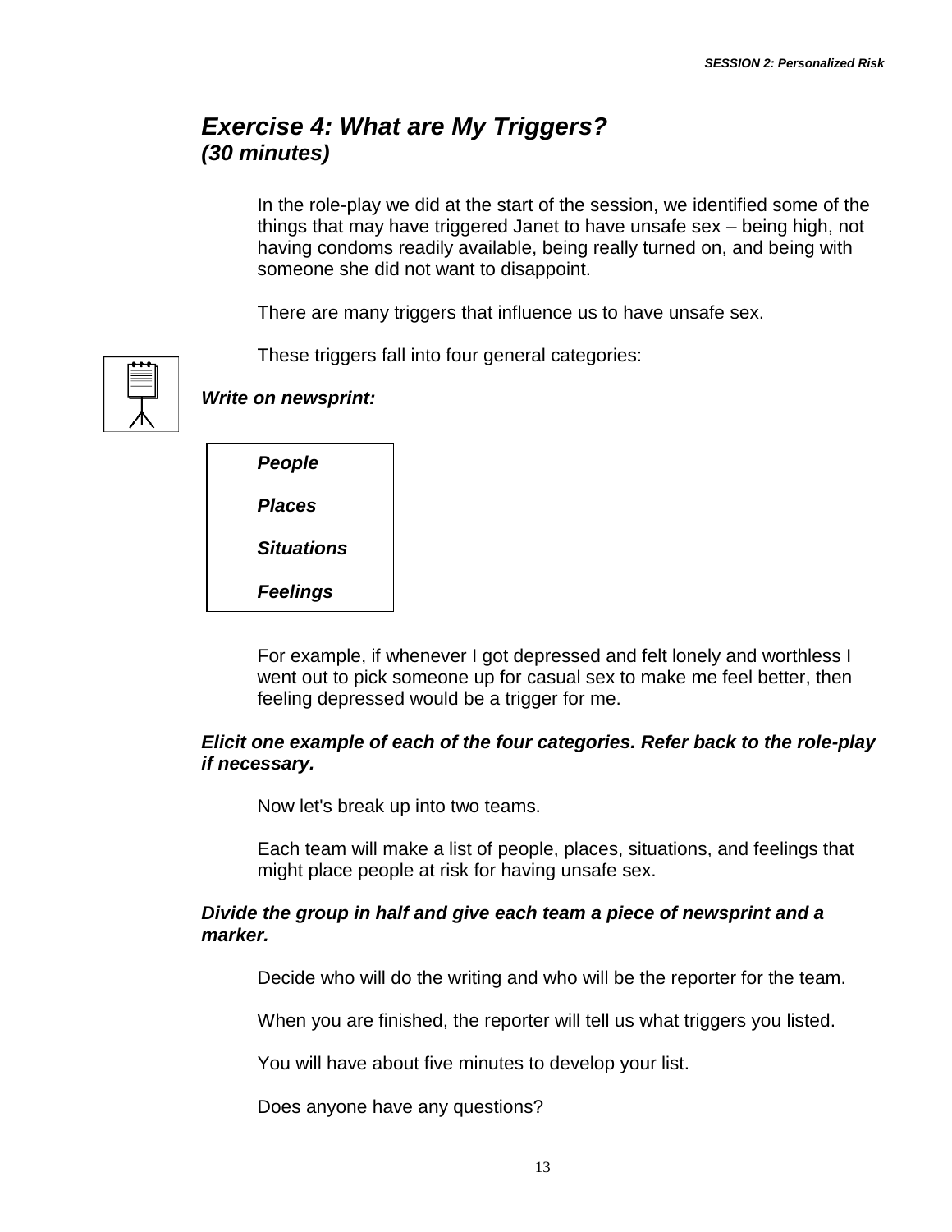## *Exercise 4: What are My Triggers?*
## *(30 minutes)*

In the role-play we did at the start of the session, we identified some of the things that may have triggered Janet to have unsafe sex – being high, not having condoms readily available, being really turned on, and being with someone she did not want to disappoint.

There are many triggers that influence us to have unsafe sex.

These triggers fall into four general categories:

***Write on newsprint:***

> ***People***
>
> ***Places***
>
> ***Situations***
>
> ***Feelings***

For example, if whenever I got depressed and felt lonely and worthless I went out to pick someone up for casual sex to make me feel better, then feeling depressed would be a trigger for me.

***Elicit one example of each of the four categories. Refer back to the role-play if necessary.***

Now let's break up into two teams.

Each team will make a list of people, places, situations, and feelings that might place people at risk for having unsafe sex.

***Divide the group in half and give each team a piece of newsprint and a marker.***

Decide who will do the writing and who will be the reporter for the team.

When you are finished, the reporter will tell us what triggers you listed.

You will have about five minutes to develop your list.

Does anyone have any questions?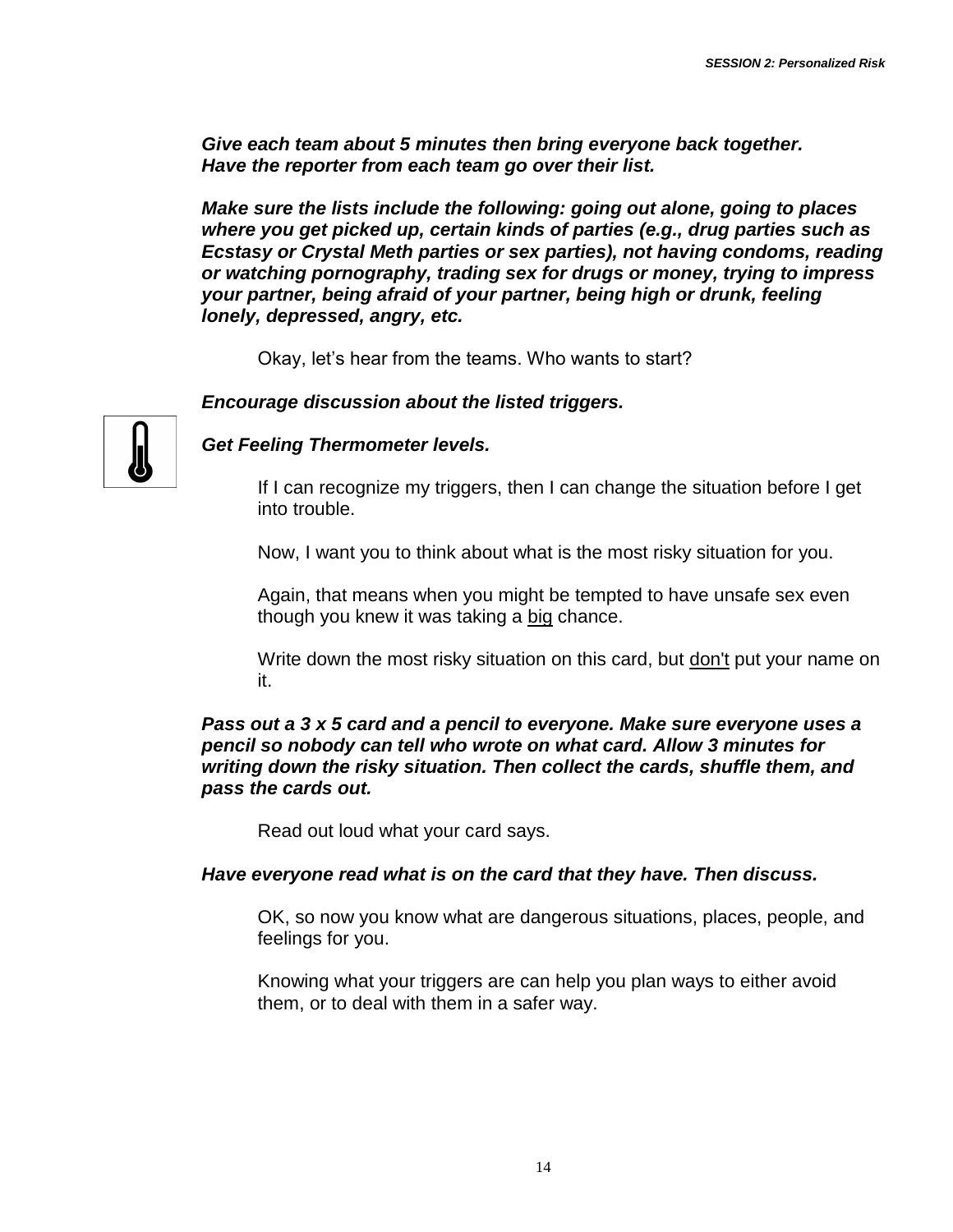***Give each team about 5 minutes then bring everyone back together. Have the reporter from each team go over their list.***

***Make sure the lists include the following: going out alone, going to places where you get picked up, certain kinds of parties (e.g., drug parties such as Ecstasy or Crystal Meth parties or sex parties), not having condoms, reading or watching pornography, trading sex for drugs or money, trying to impress your partner, being afraid of your partner, being high or drunk, feeling lonely, depressed, angry, etc.***

Okay, let's hear from the teams. Who wants to start?

***Encourage discussion about the listed triggers.***

***Get Feeling Thermometer levels.***

If I can recognize my triggers, then I can change the situation before I get into trouble.

Now, I want you to think about what is the most risky situation for you.

Again, that means when you might be tempted to have unsafe sex even though you knew it was taking a big chance.

Write down the most risky situation on this card, but don't put your name on it.

***Pass out a 3 x 5 card and a pencil to everyone. Make sure everyone uses a pencil so nobody can tell who wrote on what card. Allow 3 minutes for writing down the risky situation. Then collect the cards, shuffle them, and pass the cards out.***

Read out loud what your card says.

***Have everyone read what is on the card that they have. Then discuss.***

OK, so now you know what are dangerous situations, places, people, and feelings for you.

Knowing what your triggers are can help you plan ways to either avoid them, or to deal with them in a safer way.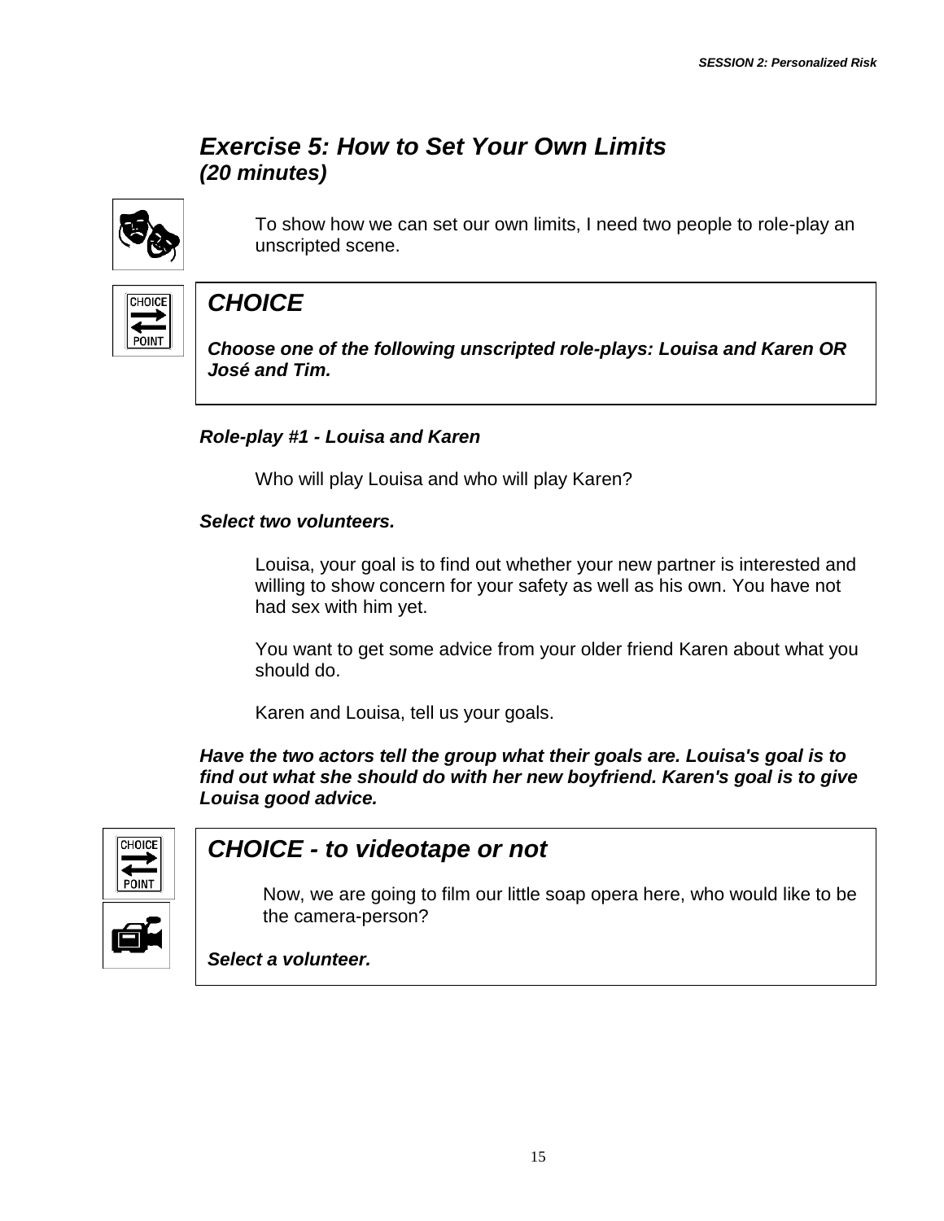## *Exercise 5: How to Set Your Own Limits*
### *(20 minutes)*

To show how we can set our own limits, I need two people to role-play an unscripted scene.

> ### *CHOICE*
>
> ***Choose one of the following unscripted role-plays: Louisa and Karen OR José and Tim.***

***Role-play #1 - Louisa and Karen***

Who will play Louisa and who will play Karen?

***Select two volunteers.***

Louisa, your goal is to find out whether your new partner is interested and willing to show concern for your safety as well as his own. You have not had sex with him yet.

You want to get some advice from your older friend Karen about what you should do.

Karen and Louisa, tell us your goals.

***Have the two actors tell the group what their goals are. Louisa's goal is to find out what she should do with her new boyfriend. Karen's goal is to give Louisa good advice.***

> ### *CHOICE - to videotape or not*
>
> Now, we are going to film our little soap opera here, who would like to be the camera-person?
>
> ***Select a volunteer.***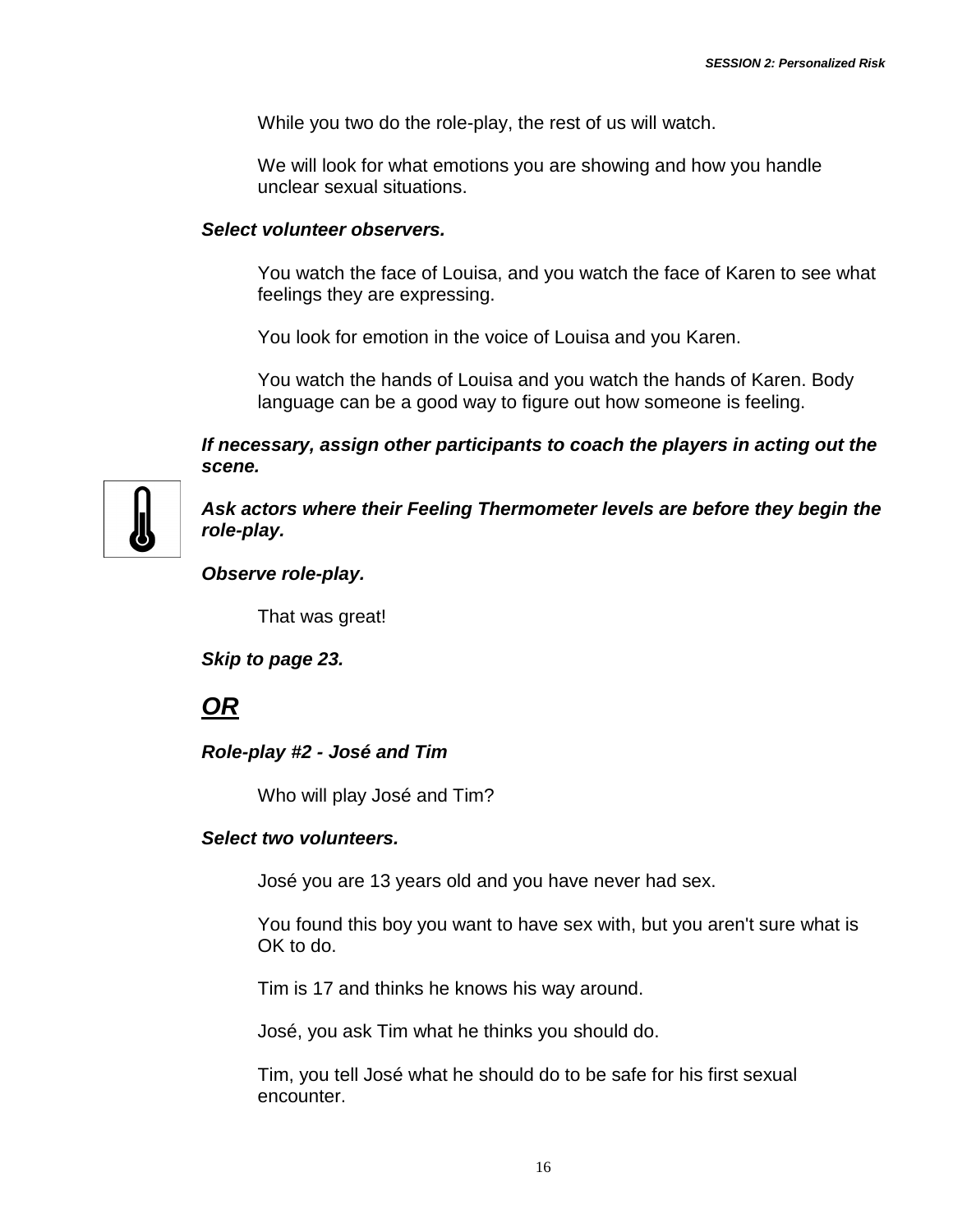While you two do the role-play, the rest of us will watch.

We will look for what emotions you are showing and how you handle unclear sexual situations.

***Select volunteer observers.***

You watch the face of Louisa, and you watch the face of Karen to see what feelings they are expressing.

You look for emotion in the voice of Louisa and you Karen.

You watch the hands of Louisa and you watch the hands of Karen. Body language can be a good way to figure out how someone is feeling.

***If necessary, assign other participants to coach the players in acting out the scene.***

***Ask actors where their Feeling Thermometer levels are before they begin the role-play.***

***Observe role-play.***

That was great!

***Skip to page 23.***

## ***OR***

***Role-play #2 - José and Tim***

Who will play José and Tim?

***Select two volunteers.***

José you are 13 years old and you have never had sex.

You found this boy you want to have sex with, but you aren't sure what is OK to do.

Tim is 17 and thinks he knows his way around.

José, you ask Tim what he thinks you should do.

Tim, you tell José what he should do to be safe for his first sexual encounter.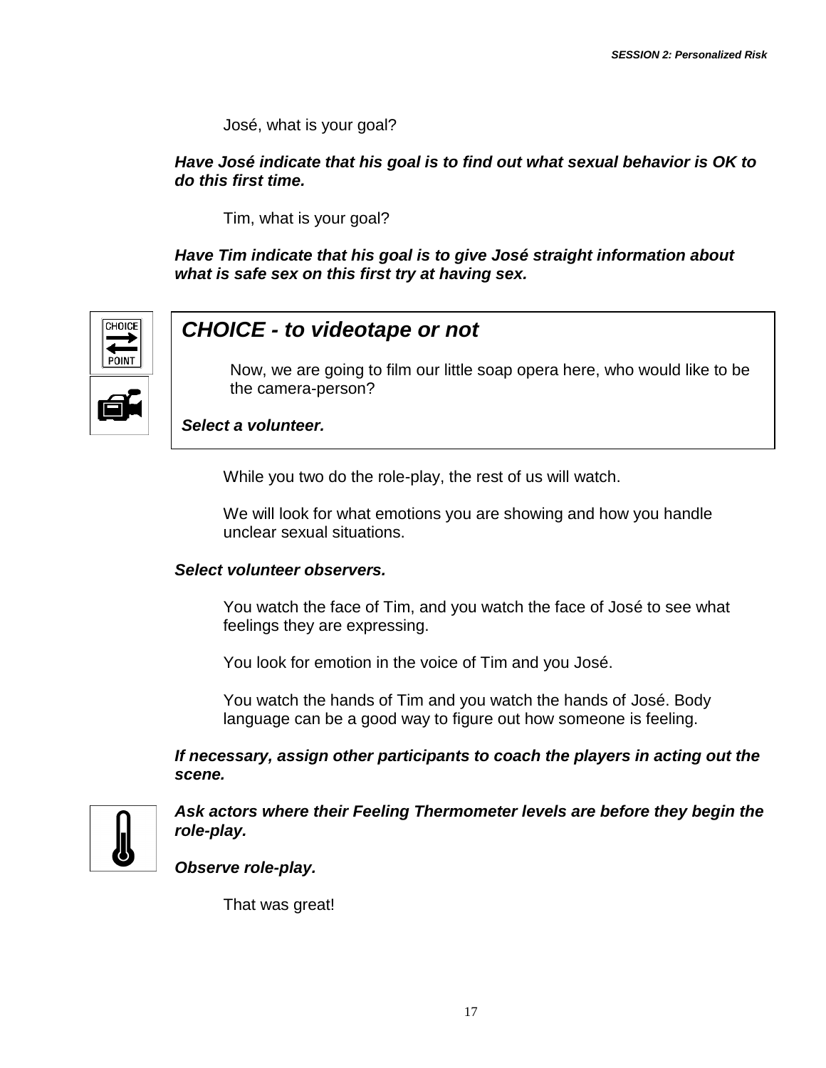José, what is your goal?

***Have José indicate that his goal is to find out what sexual behavior is OK to do this first time.***

Tim, what is your goal?

***Have Tim indicate that his goal is to give José straight information about what is safe sex on this first try at having sex.***

## *CHOICE - to videotape or not*

Now, we are going to film our little soap opera here, who would like to be the camera-person?

***Select a volunteer.***

While you two do the role-play, the rest of us will watch.

We will look for what emotions you are showing and how you handle unclear sexual situations.

***Select volunteer observers.***

You watch the face of Tim, and you watch the face of José to see what feelings they are expressing.

You look for emotion in the voice of Tim and you José.

You watch the hands of Tim and you watch the hands of José. Body language can be a good way to figure out how someone is feeling.

***If necessary, assign other participants to coach the players in acting out the scene.***

***Ask actors where their Feeling Thermometer levels are before they begin the role-play.***

***Observe role-play.***

That was great!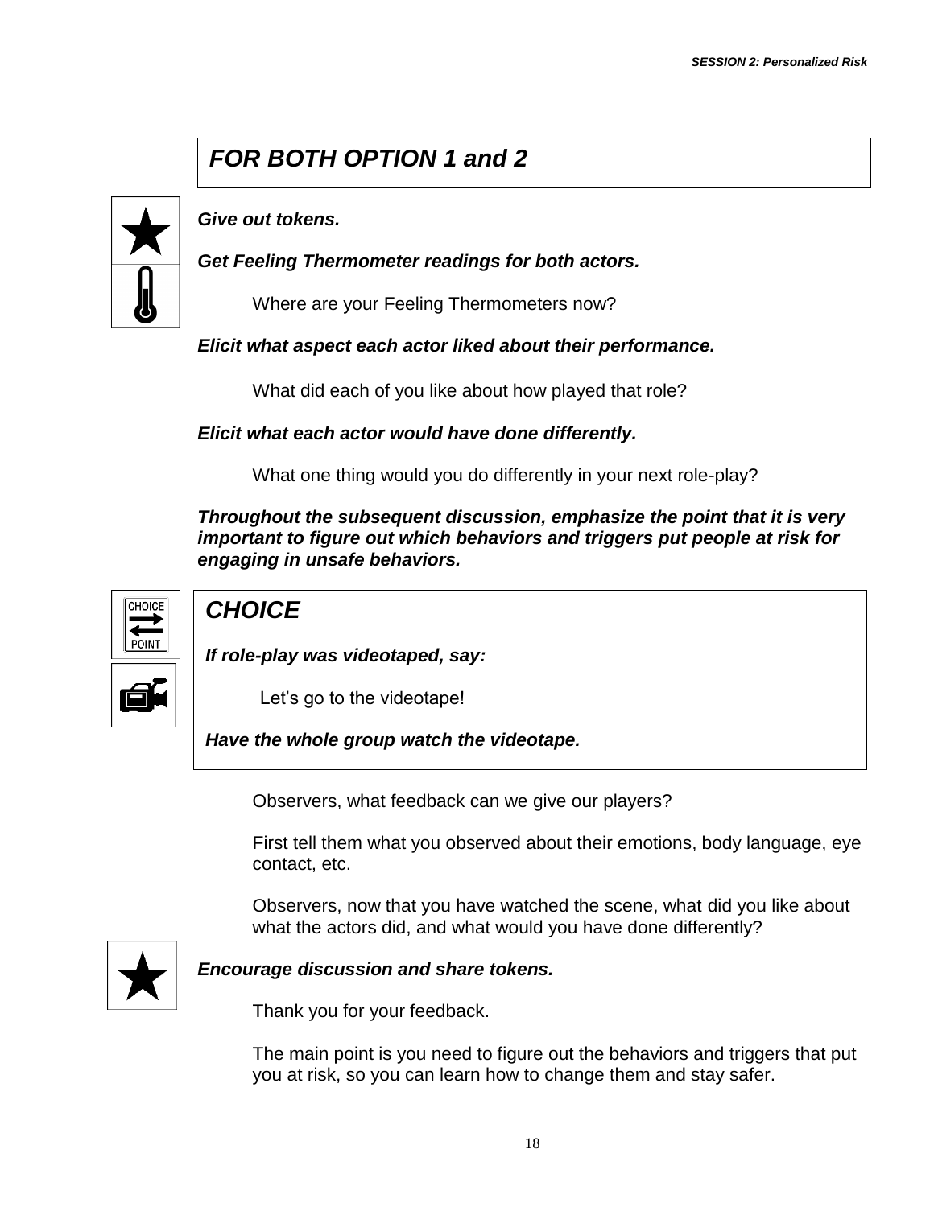## *FOR BOTH OPTION 1 and 2*

***Give out tokens.***

***Get Feeling Thermometer readings for both actors.***

Where are your Feeling Thermometers now?

***Elicit what aspect each actor liked about their performance.***

What did each of you like about how played that role?

***Elicit what each actor would have done differently.***

What one thing would you do differently in your next role-play?

***Throughout the subsequent discussion, emphasize the point that it is very important to figure out which behaviors and triggers put people at risk for engaging in unsafe behaviors.***

### *CHOICE*

***If role-play was videotaped, say:***

Let's go to the videotape!

***Have the whole group watch the videotape.***

Observers, what feedback can we give our players?

First tell them what you observed about their emotions, body language, eye contact, etc.

Observers, now that you have watched the scene, what did you like about what the actors did, and what would you have done differently?

***Encourage discussion and share tokens.***

Thank you for your feedback.

The main point is you need to figure out the behaviors and triggers that put you at risk, so you can learn how to change them and stay safer.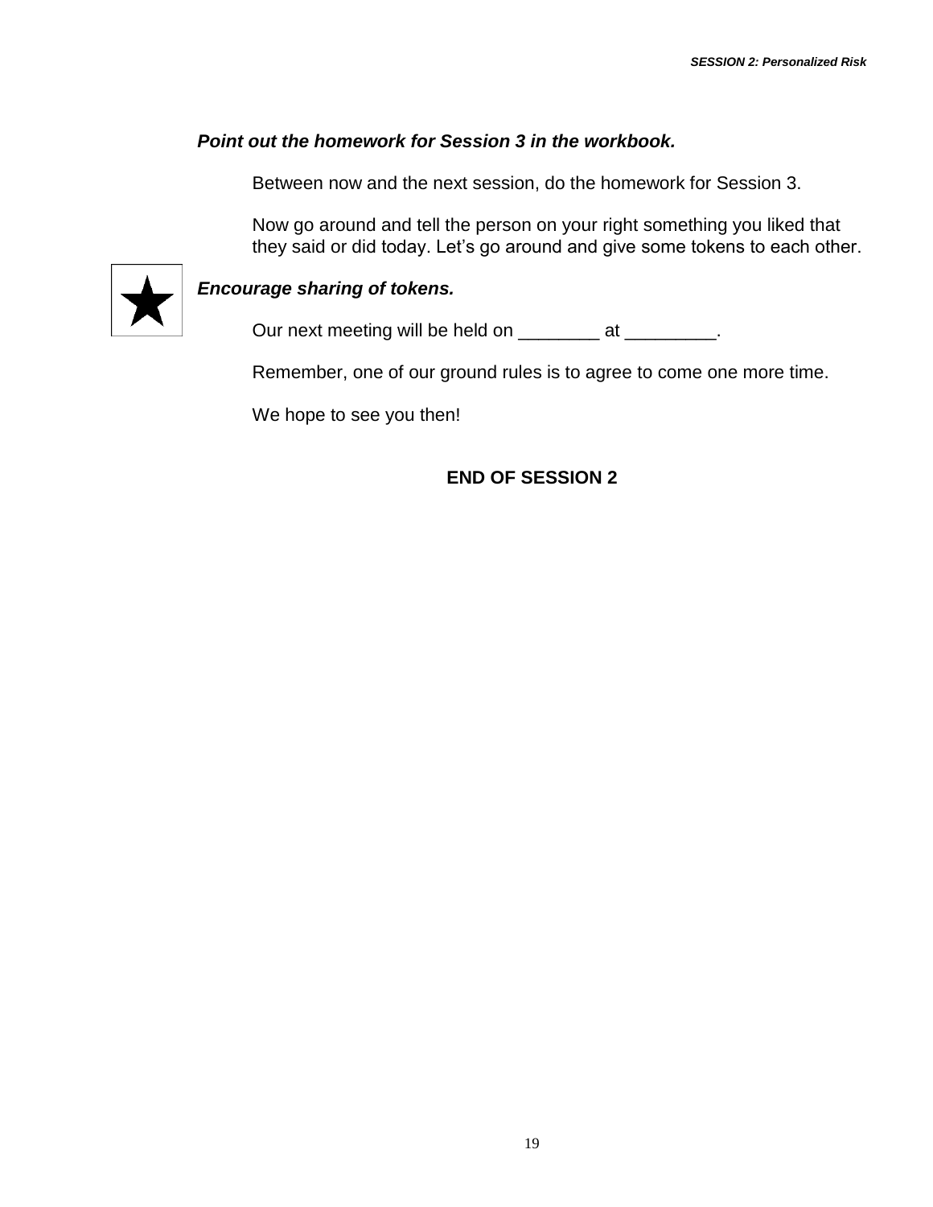***Point out the homework for Session 3 in the workbook.***

Between now and the next session, do the homework for Session 3.

Now go around and tell the person on your right something you liked that they said or did today. Let's go around and give some tokens to each other.

***Encourage sharing of tokens.***

Our next meeting will be held on ________ at _________.

Remember, one of our ground rules is to agree to come one more time.

We hope to see you then!

**END OF SESSION 2**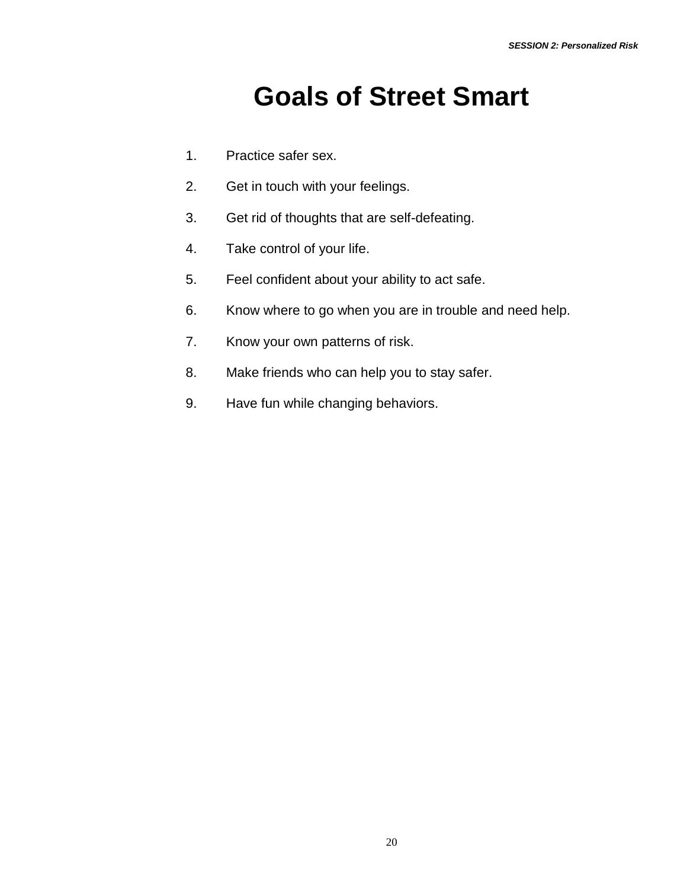# Goals of Street Smart

1. Practice safer sex.
2. Get in touch with your feelings.
3. Get rid of thoughts that are self-defeating.
4. Take control of your life.
5. Feel confident about your ability to act safe.
6. Know where to go when you are in trouble and need help.
7. Know your own patterns of risk.
8. Make friends who can help you to stay safer.
9. Have fun while changing behaviors.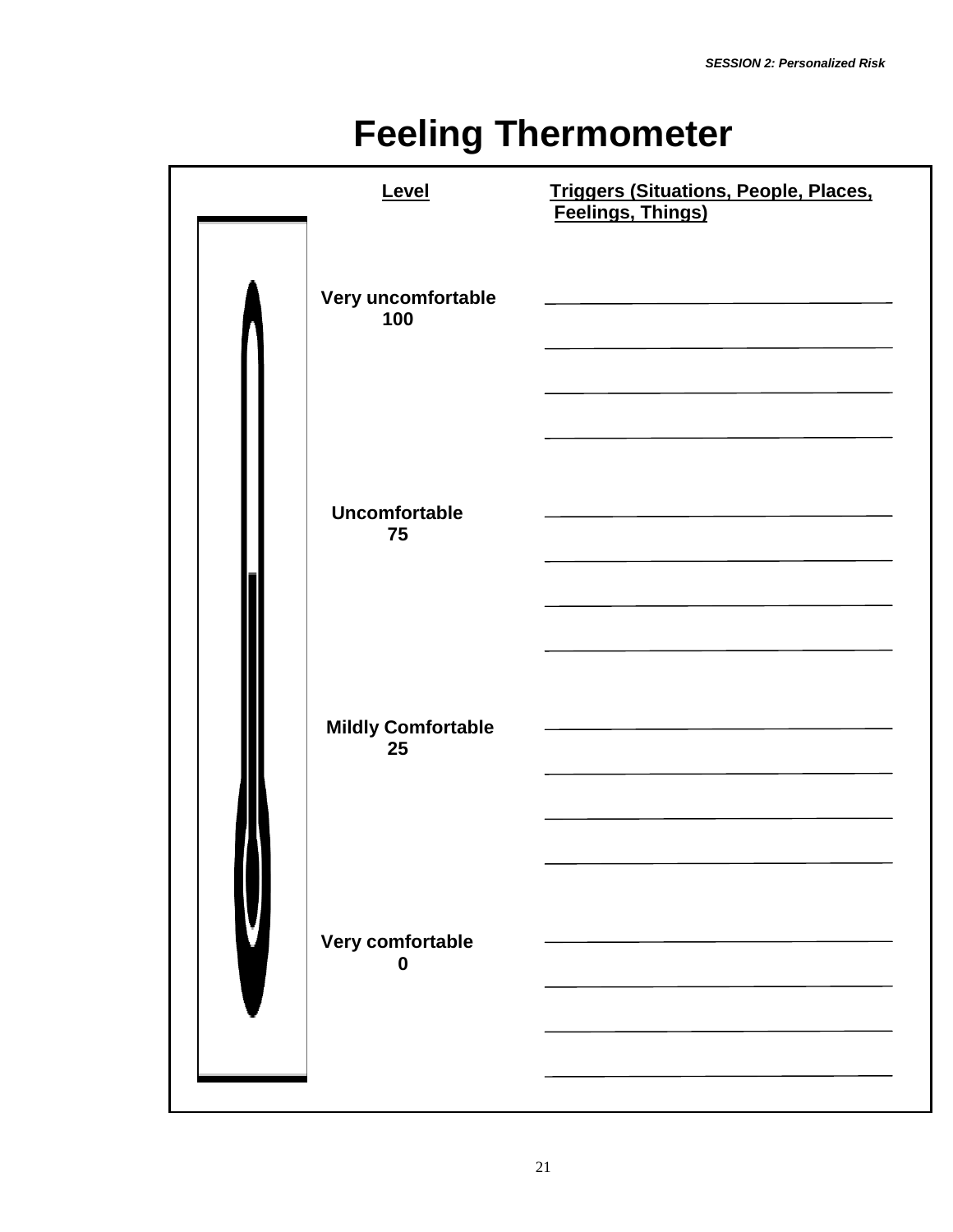# Feeling Thermometer

| Level | Triggers (Situations, People, Places, Feelings, Things) |
|---|---|
| **Very uncomfortable 100** | ______________________________ |
| | ______________________________ |
| | ______________________________ |
| | ______________________________ |
| **Uncomfortable 75** | ______________________________ |
| | ______________________________ |
| | ______________________________ |
| | ______________________________ |
| **Mildly Comfortable 25** | ______________________________ |
| | ______________________________ |
| | ______________________________ |
| | ______________________________ |
| **Very comfortable 0** | ______________________________ |
| | ______________________________ |
| | ______________________________ |
| | ______________________________ |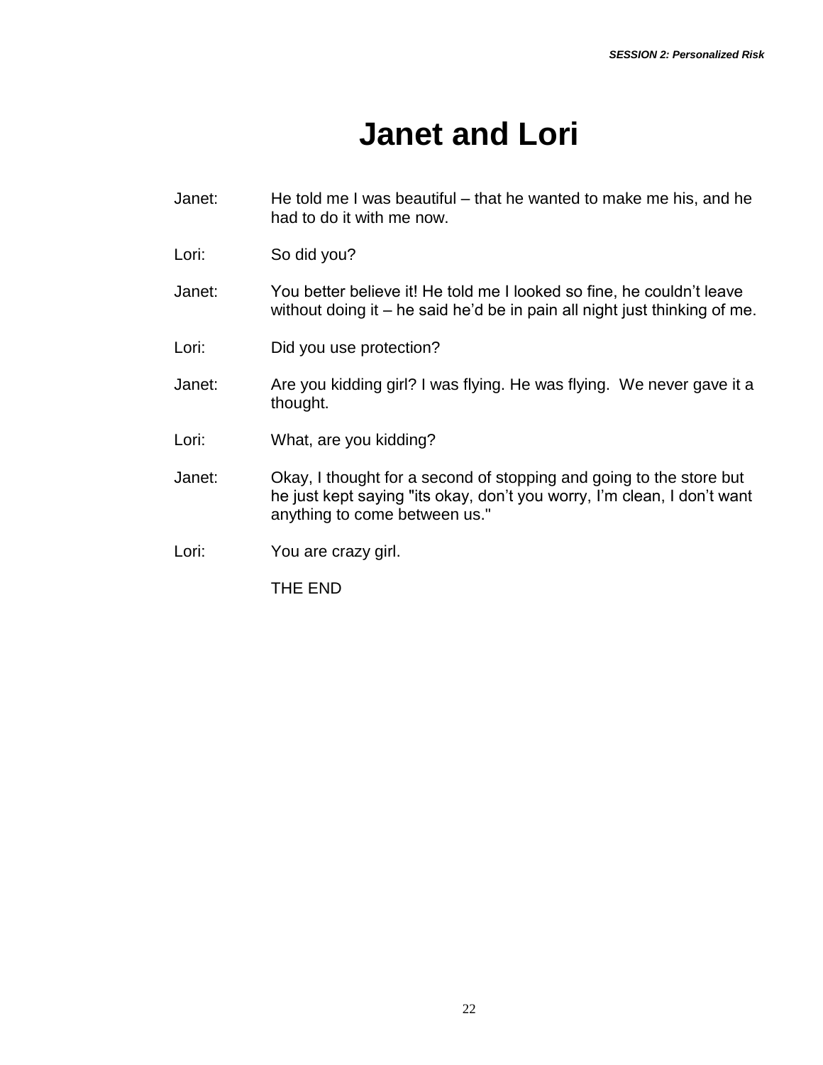# Janet and Lori

Janet: He told me I was beautiful – that he wanted to make me his, and he had to do it with me now.

Lori: So did you?

Janet: You better believe it! He told me I looked so fine, he couldn't leave without doing it – he said he'd be in pain all night just thinking of me.

Lori: Did you use protection?

Janet: Are you kidding girl? I was flying. He was flying. We never gave it a thought.

Lori: What, are you kidding?

Janet: Okay, I thought for a second of stopping and going to the store but he just kept saying "its okay, don't you worry, I'm clean, I don't want anything to come between us."

Lori: You are crazy girl.

THE END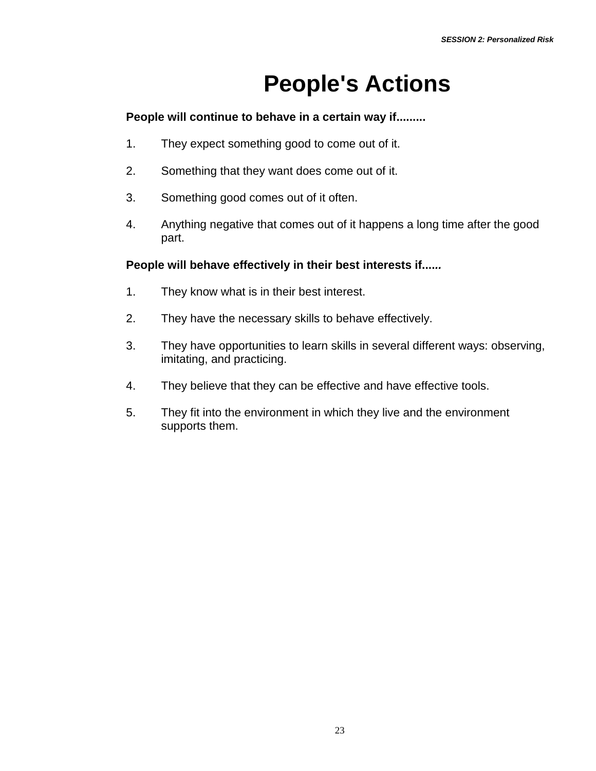# People's Actions

**People will continue to behave in a certain way if.........**

1. They expect something good to come out of it.
2. Something that they want does come out of it.
3. Something good comes out of it often.
4. Anything negative that comes out of it happens a long time after the good part.

**People will behave effectively in their best interests if......**

1. They know what is in their best interest.
2. They have the necessary skills to behave effectively.
3. They have opportunities to learn skills in several different ways: observing, imitating, and practicing.
4. They believe that they can be effective and have effective tools.
5. They fit into the environment in which they live and the environment supports them.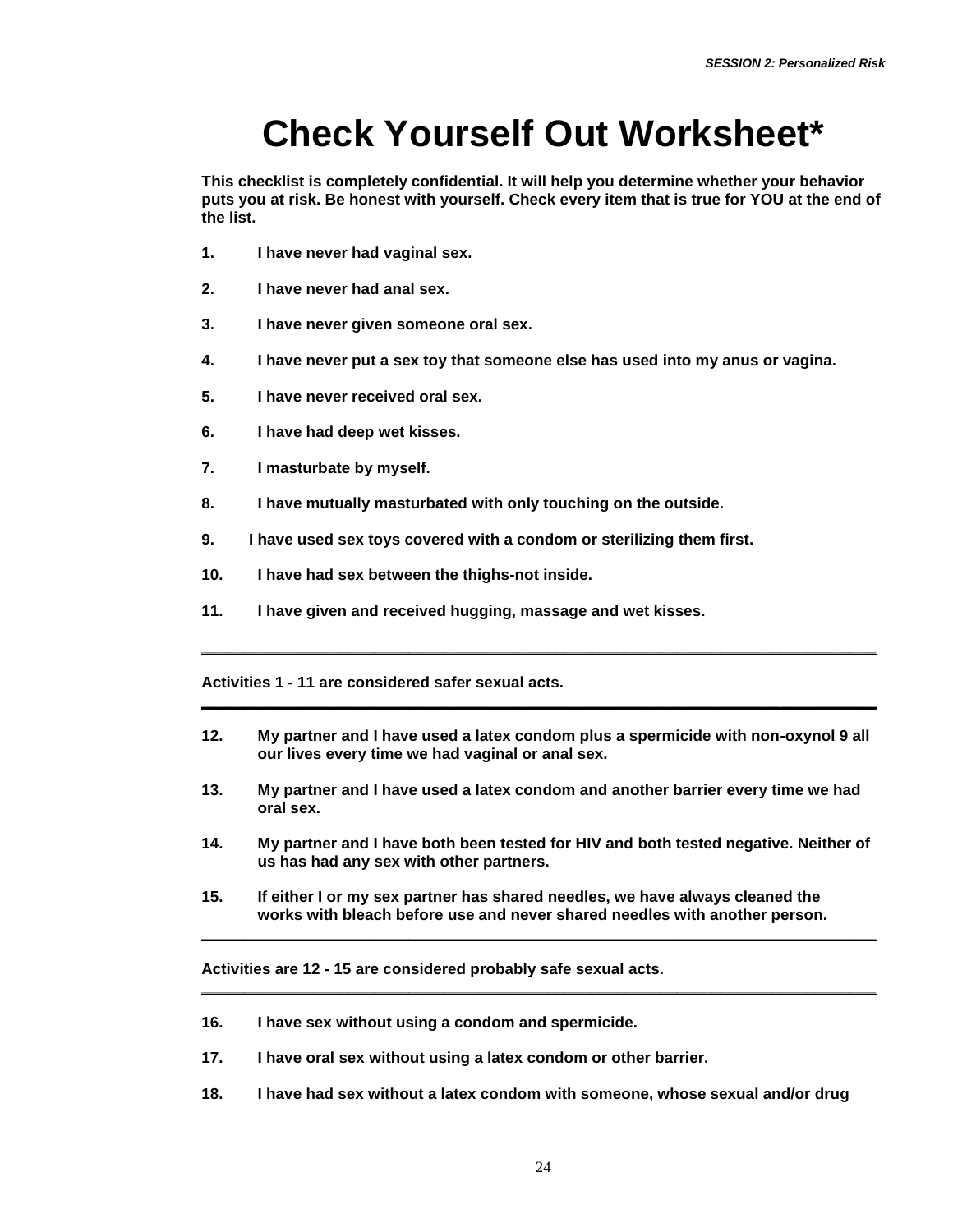# Check Yourself Out Worksheet*

**This checklist is completely confidential. It will help you determine whether your behavior puts you at risk. Be honest with yourself. Check every item that is true for YOU at the end of the list.**

1. **I have never had vaginal sex.**
2. **I have never had anal sex.**
3. **I have never given someone oral sex.**
4. **I have never put a sex toy that someone else has used into my anus or vagina.**
5. **I have never received oral sex.**
6. **I have had deep wet kisses.**
7. **I masturbate by myself.**
8. **I have mutually masturbated with only touching on the outside.**
9. **I have used sex toys covered with a condom or sterilizing them first.**
10. **I have had sex between the thighs-not inside.**
11. **I have given and received hugging, massage and wet kisses.**

---

**Activities 1 - 11 are considered safer sexual acts.**

---

12. **My partner and I have used a latex condom plus a spermicide with non-oxynol 9 all our lives every time we had vaginal or anal sex.**
13. **My partner and I have used a latex condom and another barrier every time we had oral sex.**
14. **My partner and I have both been tested for HIV and both tested negative. Neither of us has had any sex with other partners.**
15. **If either I or my sex partner has shared needles, we have always cleaned the works with bleach before use and never shared needles with another person.**

---

**Activities are 12 - 15 are considered probably safe sexual acts.**

---

16. **I have sex without using a condom and spermicide.**
17. **I have oral sex without using a latex condom or other barrier.**
18. **I have had sex without a latex condom with someone, whose sexual and/or drug**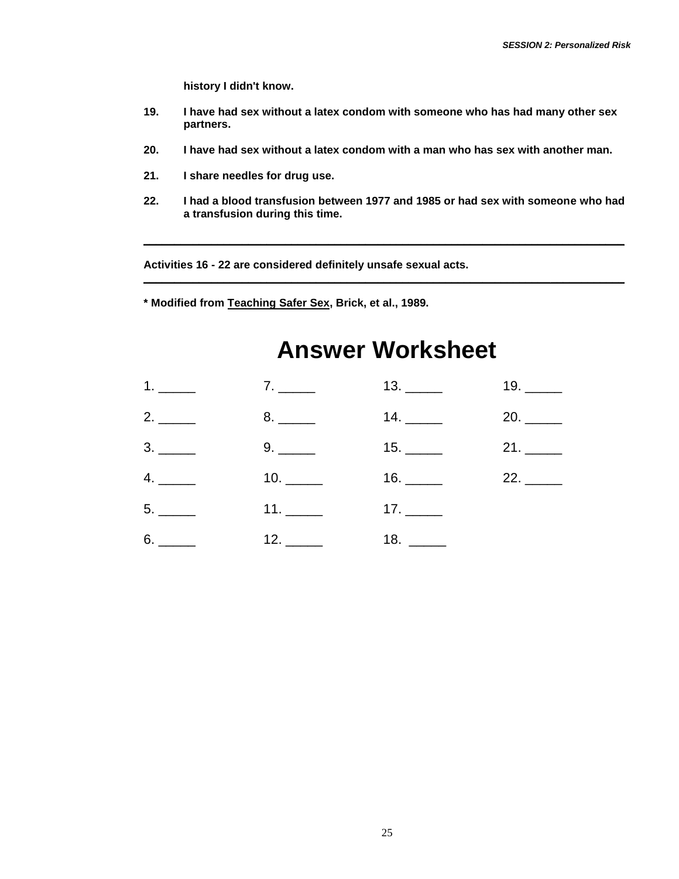**history I didn't know.**

19. **I have had sex without a latex condom with someone who has had many other sex partners.**

20. **I have had sex without a latex condom with a man who has sex with another man.**

21. **I share needles for drug use.**

22. **I had a blood transfusion between 1977 and 1985 or had sex with someone who had a transfusion during this time.**

---

**Activities 16 - 22 are considered definitely unsafe sexual acts.**

---

**\* Modified from <u>Teaching Safer Sex</u>, Brick, et al., 1989.**

# Answer Worksheet

| | | | |
|---|---|---|---|
| 1. _____ | 7. _____ | 13. _____ | 19. _____ |
| 2. _____ | 8. _____ | 14. _____ | 20. _____ |
| 3. _____ | 9. _____ | 15. _____ | 21. _____ |
| 4. _____ | 10. _____ | 16. _____ | 22. _____ |
| 5. _____ | 11. _____ | 17. _____ | |
| 6. _____ | 12. _____ | 18. _____ | |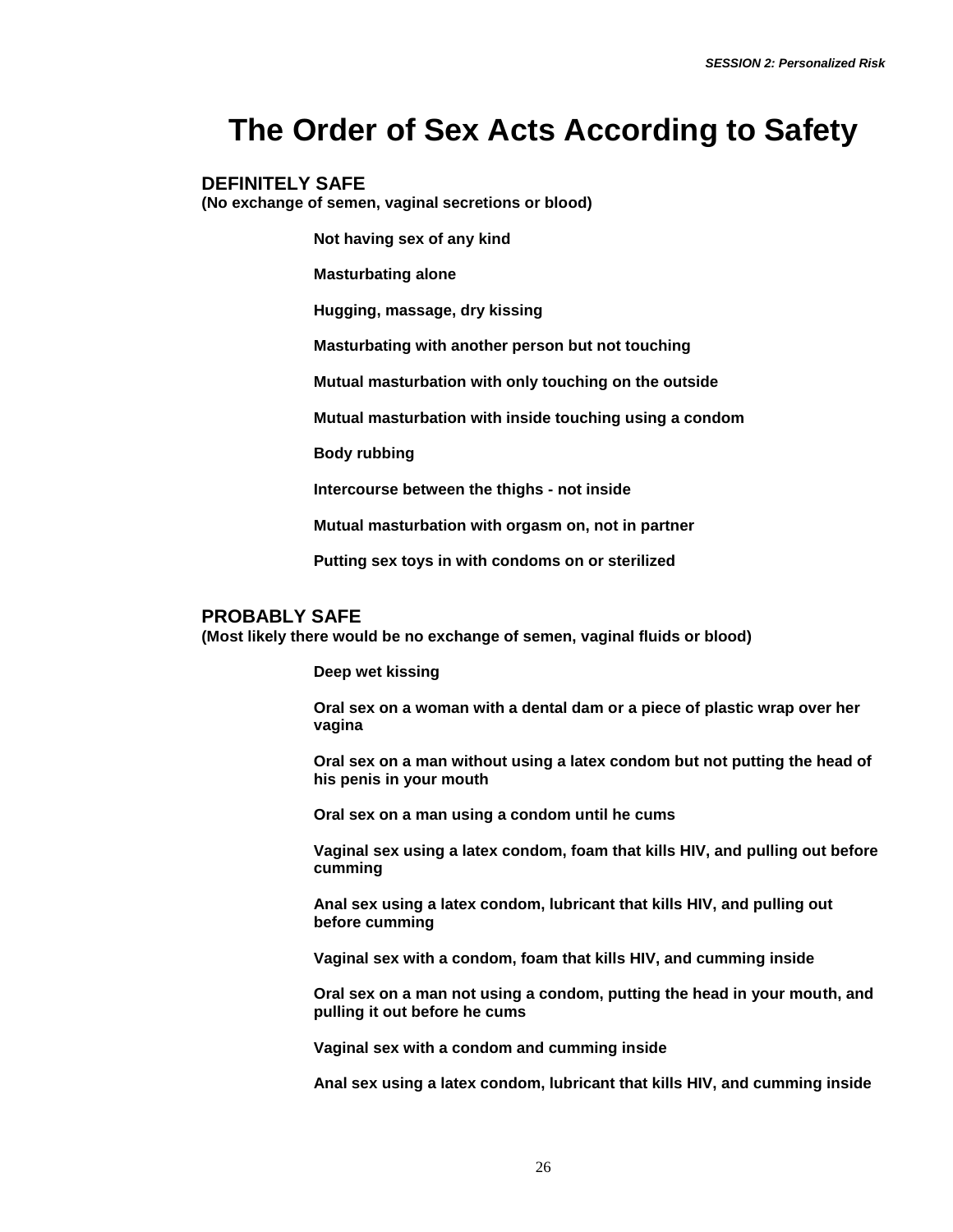# The Order of Sex Acts According to Safety

## DEFINITELY SAFE

**(No exchange of semen, vaginal secretions or blood)**

**Not having sex of any kind**

**Masturbating alone**

**Hugging, massage, dry kissing**

**Masturbating with another person but not touching**

**Mutual masturbation with only touching on the outside**

**Mutual masturbation with inside touching using a condom**

**Body rubbing**

**Intercourse between the thighs - not inside**

**Mutual masturbation with orgasm on, not in partner**

**Putting sex toys in with condoms on or sterilized**

## PROBABLY SAFE

**(Most likely there would be no exchange of semen, vaginal fluids or blood)**

**Deep wet kissing**

**Oral sex on a woman with a dental dam or a piece of plastic wrap over her vagina**

**Oral sex on a man without using a latex condom but not putting the head of his penis in your mouth**

**Oral sex on a man using a condom until he cums**

**Vaginal sex using a latex condom, foam that kills HIV, and pulling out before cumming**

**Anal sex using a latex condom, lubricant that kills HIV, and pulling out before cumming**

**Vaginal sex with a condom, foam that kills HIV, and cumming inside**

**Oral sex on a man not using a condom, putting the head in your mouth, and pulling it out before he cums**

**Vaginal sex with a condom and cumming inside**

**Anal sex using a latex condom, lubricant that kills HIV, and cumming inside**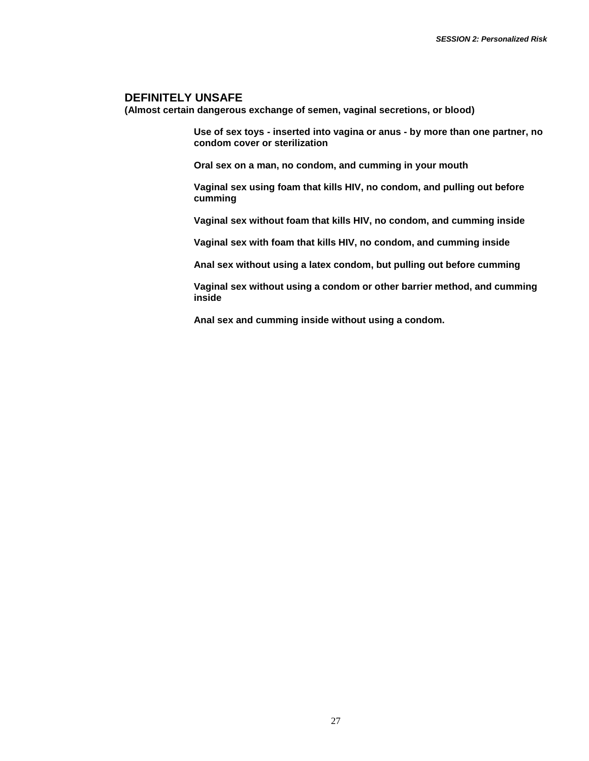## DEFINITELY UNSAFE

**(Almost certain dangerous exchange of semen, vaginal secretions, or blood)**

**Use of sex toys - inserted into vagina or anus - by more than one partner, no condom cover or sterilization**

**Oral sex on a man, no condom, and cumming in your mouth**

**Vaginal sex using foam that kills HIV, no condom, and pulling out before cumming**

**Vaginal sex without foam that kills HIV, no condom, and cumming inside**

**Vaginal sex with foam that kills HIV, no condom, and cumming inside**

**Anal sex without using a latex condom, but pulling out before cumming**

**Vaginal sex without using a condom or other barrier method, and cumming inside**

**Anal sex and cumming inside without using a condom.**